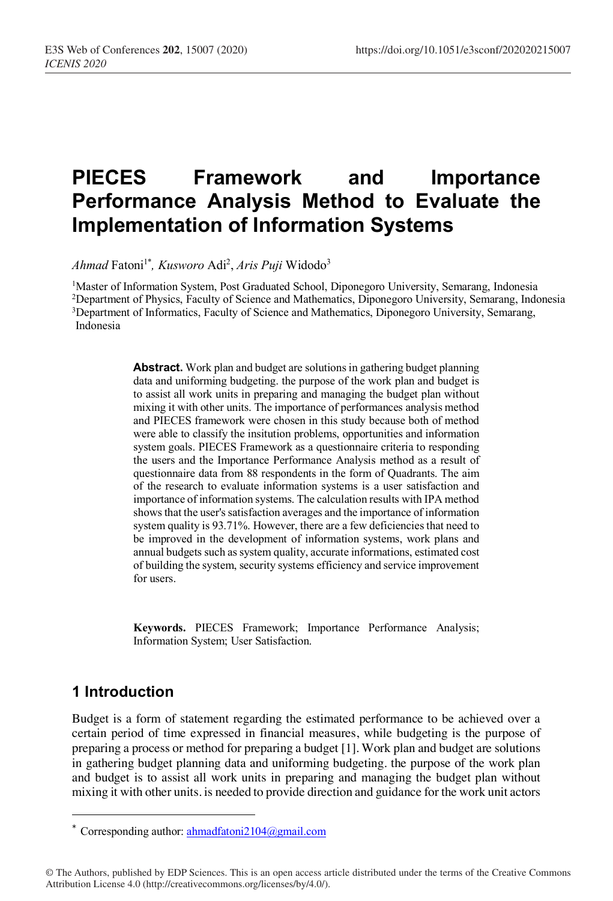# PIECES Framework and Importance Performance Analysis Method to Evaluate the Implementation of Information Systems

*Ahmad* Fatoni[1*], *Kusworo* Adi[2], *Aris Puji* Widodo[3]

[1]Master of Information System, Post Graduated School, Diponegoro University, Semarang, Indonesia
[2]Department of Physics, Faculty of Science and Mathematics, Diponegoro University, Semarang, Indonesia
[3]Department of Informatics, Faculty of Science and Mathematics, Diponegoro University, Semarang, Indonesia

**Abstract.** Work plan and budget are solutions in gathering budget planning data and uniforming budgeting. the purpose of the work plan and budget is to assist all work units in preparing and managing the budget plan without mixing it with other units. The importance of performances analysis method and PIECES framework were chosen in this study because both of method were able to classify the insitution problems, opportunities and information system goals. PIECES Framework as a questionnaire criteria to responding the users and the Importance Performance Analysis method as a result of questionnaire data from 88 respondents in the form of Quadrants. The aim of the research to evaluate information systems is a user satisfaction and importance of information systems. The calculation results with IPA method shows that the user's satisfaction averages and the importance of information system quality is 93.71%. However, there are a few deficiencies that need to be improved in the development of information systems, work plans and annual budgets such as system quality, accurate informations, estimated cost of building the system, security systems efficiency and service improvement for users.

**Keywords.** PIECES Framework; Importance Performance Analysis; Information System; User Satisfaction.

## 1 Introduction

Budget is a form of statement regarding the estimated performance to be achieved over a certain period of time expressed in financial measures, while budgeting is the purpose of preparing a process or method for preparing a budget [1]. Work plan and budget are solutions in gathering budget planning data and uniforming budgeting. the purpose of the work plan and budget is to assist all work units in preparing and managing the budget plan without mixing it with other units. is needed to provide direction and guidance for the work unit actors

* Corresponding author: ahmadfatoni2104@gmail.com

© The Authors, published by EDP Sciences. This is an open access article distributed under the terms of the Creative Commons Attribution License 4.0 (http://creativecommons.org/licenses/by/4.0/).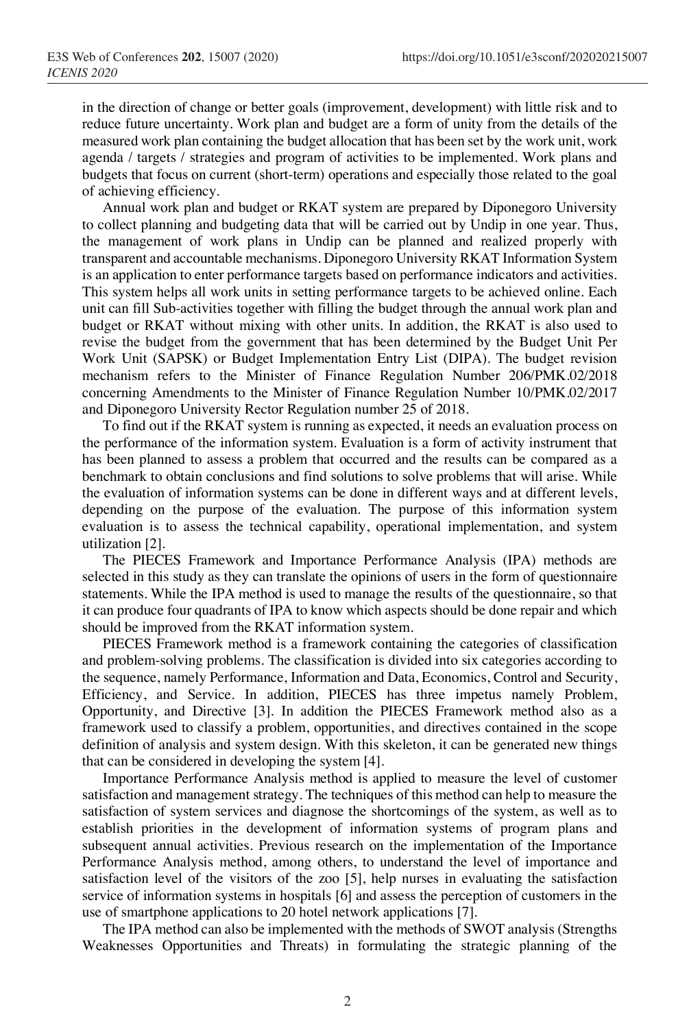in the direction of change or better goals (improvement, development) with little risk and to reduce future uncertainty. Work plan and budget are a form of unity from the details of the measured work plan containing the budget allocation that has been set by the work unit, work agenda / targets / strategies and program of activities to be implemented. Work plans and budgets that focus on current (short-term) operations and especially those related to the goal of achieving efficiency.

Annual work plan and budget or RKAT system are prepared by Diponegoro University to collect planning and budgeting data that will be carried out by Undip in one year. Thus, the management of work plans in Undip can be planned and realized properly with transparent and accountable mechanisms. Diponegoro University RKAT Information System is an application to enter performance targets based on performance indicators and activities. This system helps all work units in setting performance targets to be achieved online. Each unit can fill Sub-activities together with filling the budget through the annual work plan and budget or RKAT without mixing with other units. In addition, the RKAT is also used to revise the budget from the government that has been determined by the Budget Unit Per Work Unit (SAPSK) or Budget Implementation Entry List (DIPA). The budget revision mechanism refers to the Minister of Finance Regulation Number 206/PMK.02/2018 concerning Amendments to the Minister of Finance Regulation Number 10/PMK.02/2017 and Diponegoro University Rector Regulation number 25 of 2018.

To find out if the RKAT system is running as expected, it needs an evaluation process on the performance of the information system. Evaluation is a form of activity instrument that has been planned to assess a problem that occurred and the results can be compared as a benchmark to obtain conclusions and find solutions to solve problems that will arise. While the evaluation of information systems can be done in different ways and at different levels, depending on the purpose of the evaluation. The purpose of this information system evaluation is to assess the technical capability, operational implementation, and system utilization [2].

The PIECES Framework and Importance Performance Analysis (IPA) methods are selected in this study as they can translate the opinions of users in the form of questionnaire statements. While the IPA method is used to manage the results of the questionnaire, so that it can produce four quadrants of IPA to know which aspects should be done repair and which should be improved from the RKAT information system.

PIECES Framework method is a framework containing the categories of classification and problem-solving problems. The classification is divided into six categories according to the sequence, namely Performance, Information and Data, Economics, Control and Security, Efficiency, and Service. In addition, PIECES has three impetus namely Problem, Opportunity, and Directive [3]. In addition the PIECES Framework method also as a framework used to classify a problem, opportunities, and directives contained in the scope definition of analysis and system design. With this skeleton, it can be generated new things that can be considered in developing the system [4].

Importance Performance Analysis method is applied to measure the level of customer satisfaction and management strategy. The techniques of this method can help to measure the satisfaction of system services and diagnose the shortcomings of the system, as well as to establish priorities in the development of information systems of program plans and subsequent annual activities. Previous research on the implementation of the Importance Performance Analysis method, among others, to understand the level of importance and satisfaction level of the visitors of the zoo [5], help nurses in evaluating the satisfaction service of information systems in hospitals [6] and assess the perception of customers in the use of smartphone applications to 20 hotel network applications [7].

The IPA method can also be implemented with the methods of SWOT analysis (Strengths Weaknesses Opportunities and Threats) in formulating the strategic planning of the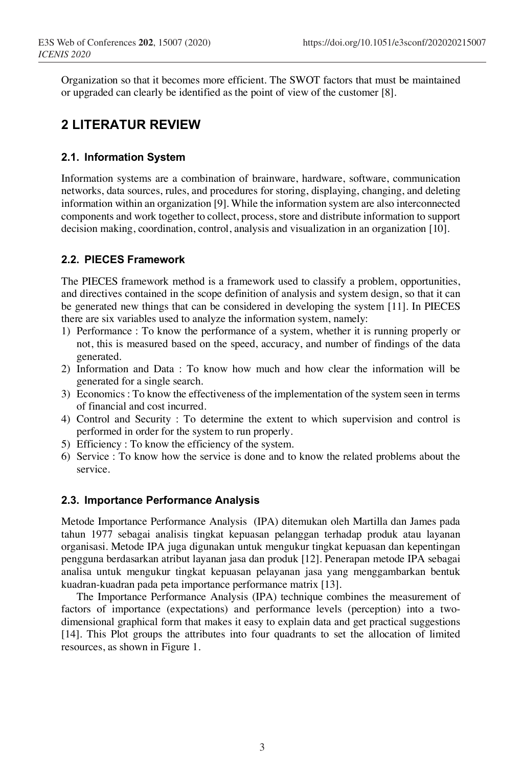Organization so that it becomes more efficient. The SWOT factors that must be maintained or upgraded can clearly be identified as the point of view of the customer [8].

## 2 LITERATUR REVIEW

### 2.1. Information System

Information systems are a combination of brainware, hardware, software, communication networks, data sources, rules, and procedures for storing, displaying, changing, and deleting information within an organization [9]. While the information system are also interconnected components and work together to collect, process, store and distribute information to support decision making, coordination, control, analysis and visualization in an organization [10].

### 2.2. PIECES Framework

The PIECES framework method is a framework used to classify a problem, opportunities, and directives contained in the scope definition of analysis and system design, so that it can be generated new things that can be considered in developing the system [11]. In PIECES there are six variables used to analyze the information system, namely:

1) Performance : To know the performance of a system, whether it is running properly or not, this is measured based on the speed, accuracy, and number of findings of the data generated.
2) Information and Data : To know how much and how clear the information will be generated for a single search.
3) Economics : To know the effectiveness of the implementation of the system seen in terms of financial and cost incurred.
4) Control and Security : To determine the extent to which supervision and control is performed in order for the system to run properly.
5) Efficiency : To know the efficiency of the system.
6) Service : To know how the service is done and to know the related problems about the service.

### 2.3. Importance Performance Analysis

Metode Importance Performance Analysis (IPA) ditemukan oleh Martilla dan James pada tahun 1977 sebagai analisis tingkat kepuasan pelanggan terhadap produk atau layanan organisasi. Metode IPA juga digunakan untuk mengukur tingkat kepuasan dan kepentingan pengguna berdasarkan atribut layanan jasa dan produk [12]. Penerapan metode IPA sebagai analisa untuk mengukur tingkat kepuasan pelayanan jasa yang menggambarkan bentuk kuadran-kuadran pada peta importance performance matrix [13].

The Importance Performance Analysis (IPA) technique combines the measurement of factors of importance (expectations) and performance levels (perception) into a two-dimensional graphical form that makes it easy to explain data and get practical suggestions [14]. This Plot groups the attributes into four quadrants to set the allocation of limited resources, as shown in Figure 1.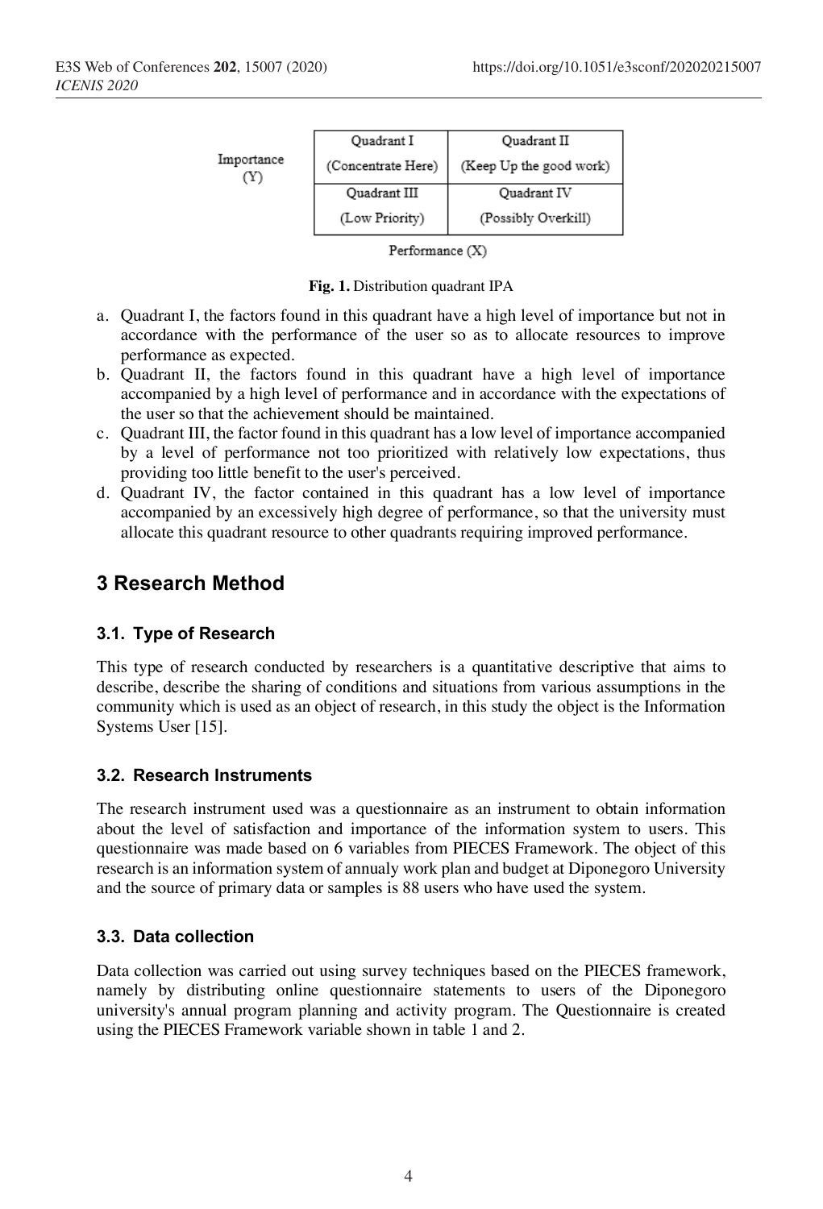| Importance (Y) | Quadrant I (Concentrate Here) | Quadrant II (Keep Up the good work) |
|---|---|---|
| | Quadrant III (Low Priority) | Quadrant IV (Possibly Overkill) |
| | Performance (X) | |

**Fig. 1.** Distribution quadrant IPA

a. Quadrant I, the factors found in this quadrant have a high level of importance but not in accordance with the performance of the user so as to allocate resources to improve performance as expected.
b. Quadrant II, the factors found in this quadrant have a high level of importance accompanied by a high level of performance and in accordance with the expectations of the user so that the achievement should be maintained.
c. Quadrant III, the factor found in this quadrant has a low level of importance accompanied by a level of performance not too prioritized with relatively low expectations, thus providing too little benefit to the user's perceived.
d. Quadrant IV, the factor contained in this quadrant has a low level of importance accompanied by an excessively high degree of performance, so that the university must allocate this quadrant resource to other quadrants requiring improved performance.

# 3 Research Method

## 3.1. Type of Research

This type of research conducted by researchers is a quantitative descriptive that aims to describe, describe the sharing of conditions and situations from various assumptions in the community which is used as an object of research, in this study the object is the Information Systems User [15].

## 3.2. Research Instruments

The research instrument used was a questionnaire as an instrument to obtain information about the level of satisfaction and importance of the information system to users. This questionnaire was made based on 6 variables from PIECES Framework. The object of this research is an information system of annualy work plan and budget at Diponegoro University and the source of primary data or samples is 88 users who have used the system.

## 3.3. Data collection

Data collection was carried out using survey techniques based on the PIECES framework, namely by distributing online questionnaire statements to users of the Diponegoro university's annual program planning and activity program. The Questionnaire is created using the PIECES Framework variable shown in table 1 and 2.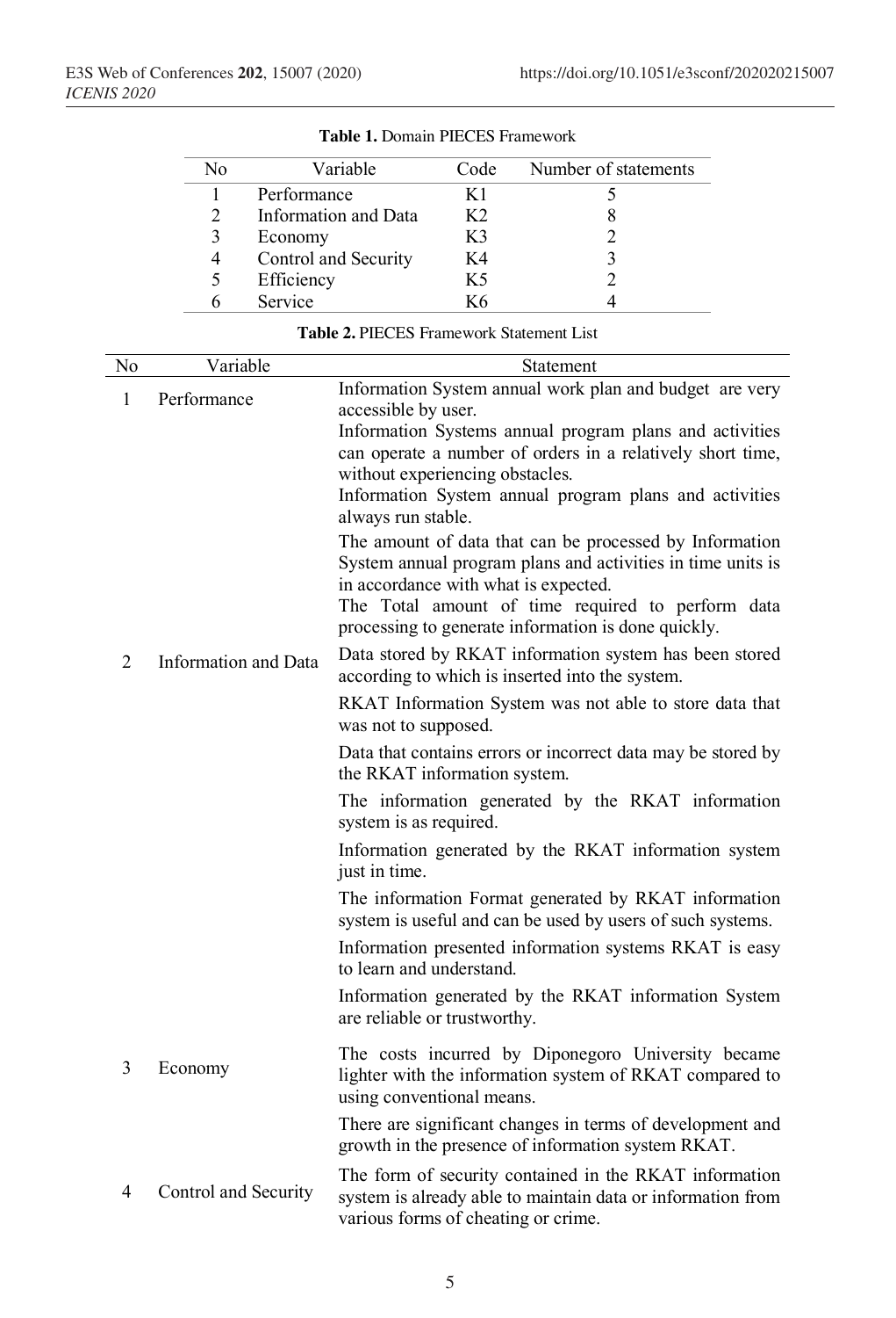**Table 1.** Domain PIECES Framework

| No | Variable | Code | Number of statements |
|---|---|---|---|
| 1 | Performance | K1 | 5 |
| 2 | Information and Data | K2 | 8 |
| 3 | Economy | K3 | 2 |
| 4 | Control and Security | K4 | 3 |
| 5 | Efficiency | K5 | 2 |
| 6 | Service | K6 | 4 |

**Table 2.** PIECES Framework Statement List

| No | Variable | Statement |
|---|---|---|
| 1 | Performance | Information System annual work plan and budget are very accessible by user. |
| | | Information Systems annual program plans and activities can operate a number of orders in a relatively short time, without experiencing obstacles. |
| | | Information System annual program plans and activities always run stable. |
| | | The amount of data that can be processed by Information System annual program plans and activities in time units is in accordance with what is expected. |
| | | The Total amount of time required to perform data processing to generate information is done quickly. |
| 2 | Information and Data | Data stored by RKAT information system has been stored according to which is inserted into the system. |
| | | RKAT Information System was not able to store data that was not to supposed. |
| | | Data that contains errors or incorrect data may be stored by the RKAT information system. |
| | | The information generated by the RKAT information system is as required. |
| | | Information generated by the RKAT information system just in time. |
| | | The information Format generated by RKAT information system is useful and can be used by users of such systems. |
| | | Information presented information systems RKAT is easy to learn and understand. |
| | | Information generated by the RKAT information System are reliable or trustworthy. |
| 3 | Economy | The costs incurred by Diponegoro University became lighter with the information system of RKAT compared to using conventional means. |
| | | There are significant changes in terms of development and growth in the presence of information system RKAT. |
| 4 | Control and Security | The form of security contained in the RKAT information system is already able to maintain data or information from various forms of cheating or crime. |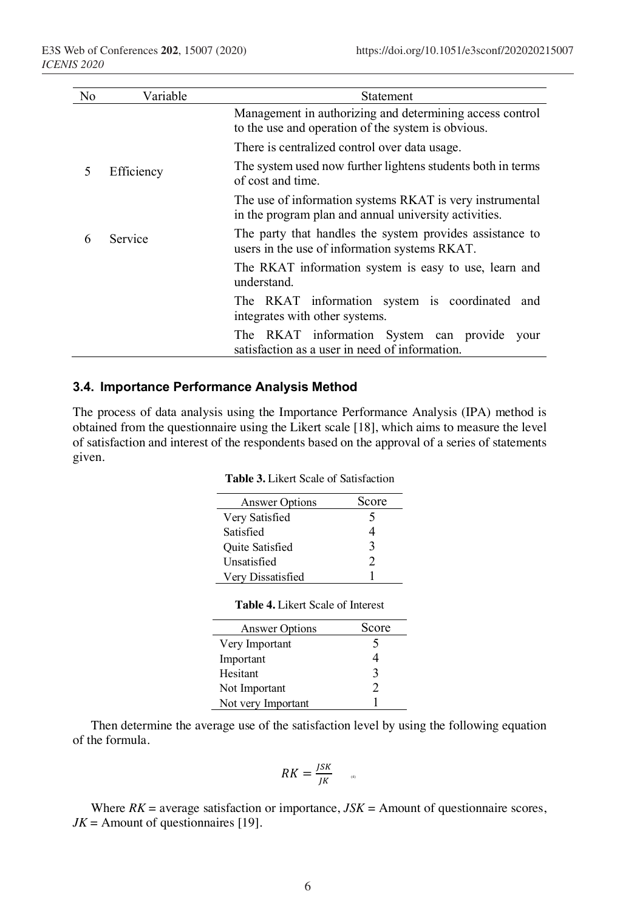| No | Variable | Statement |
|---|---|---|
| | | Management in authorizing and determining access control to the use and operation of the system is obvious. |
| | | There is centralized control over data usage. |
| 5 | Efficiency | The system used now further lightens students both in terms of cost and time. |
| | | The use of information systems RKAT is very instrumental in the program plan and annual university activities. |
| 6 | Service | The party that handles the system provides assistance to users in the use of information systems RKAT. |
| | | The RKAT information system is easy to use, learn and understand. |
| | | The RKAT information system is coordinated and integrates with other systems. |
| | | The RKAT information System can provide your satisfaction as a user in need of information. |

### 3.4. Importance Performance Analysis Method

The process of data analysis using the Importance Performance Analysis (IPA) method is obtained from the questionnaire using the Likert scale [18], which aims to measure the level of satisfaction and interest of the respondents based on the approval of a series of statements given.

**Table 3.** Likert Scale of Satisfaction

| Answer Options | Score |
|---|---|
| Very Satisfied | 5 |
| Satisfied | 4 |
| Quite Satisfied | 3 |
| Unsatisfied | 2 |
| Very Dissatisfied | 1 |

**Table 4.** Likert Scale of Interest

| Answer Options | Score |
|---|---|
| Very Important | 5 |
| Important | 4 |
| Hesitant | 3 |
| Not Important | 2 |
| Not very Important | 1 |

Then determine the average use of the satisfaction level by using the following equation of the formula.

$$RK = \frac{JSK}{JK} \quad (4)$$

Where $RK$ = average satisfaction or importance, $JSK$ = Amount of questionnaire scores, $JK$ = Amount of questionnaires [19].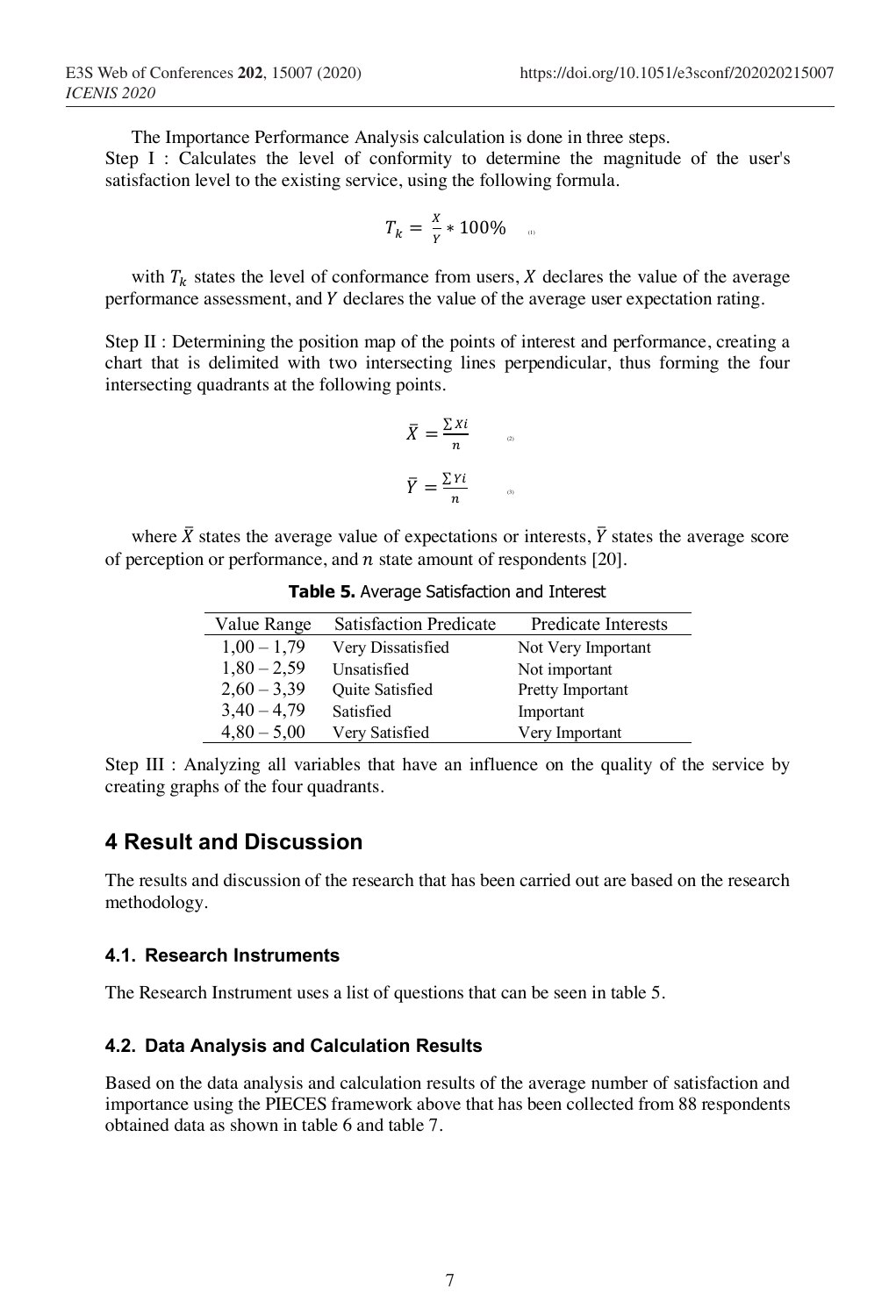The Importance Performance Analysis calculation is done in three steps.

Step I : Calculates the level of conformity to determine the magnitude of the user's satisfaction level to the existing service, using the following formula.

$$T_k = \frac{X}{Y} * 100\% \quad (1)$$

with $T_k$ states the level of conformance from users, $X$ declares the value of the average performance assessment, and $Y$ declares the value of the average user expectation rating.

Step II : Determining the position map of the points of interest and performance, creating a chart that is delimited with two intersecting lines perpendicular, thus forming the four intersecting quadrants at the following points.

$$\bar{X} = \frac{\sum Xi}{n} \quad (2)$$

$$\bar{Y} = \frac{\sum Yi}{n} \quad (3)$$

where $\bar{X}$ states the average value of expectations or interests, $\bar{Y}$ states the average score of perception or performance, and $n$ state amount of respondents [20].

**Table 5.** Average Satisfaction and Interest

| Value Range | Satisfaction Predicate | Predicate Interests |
|---|---|---|
| 1,00 – 1,79 | Very Dissatisfied | Not Very Important |
| 1,80 – 2,59 | Unsatisfied | Not important |
| 2,60 – 3,39 | Quite Satisfied | Pretty Important |
| 3,40 – 4,79 | Satisfied | Important |
| 4,80 – 5,00 | Very Satisfied | Very Important |

Step III : Analyzing all variables that have an influence on the quality of the service by creating graphs of the four quadrants.

## 4 Result and Discussion

The results and discussion of the research that has been carried out are based on the research methodology.

### 4.1. Research Instruments

The Research Instrument uses a list of questions that can be seen in table 5.

### 4.2. Data Analysis and Calculation Results

Based on the data analysis and calculation results of the average number of satisfaction and importance using the PIECES framework above that has been collected from 88 respondents obtained data as shown in table 6 and table 7.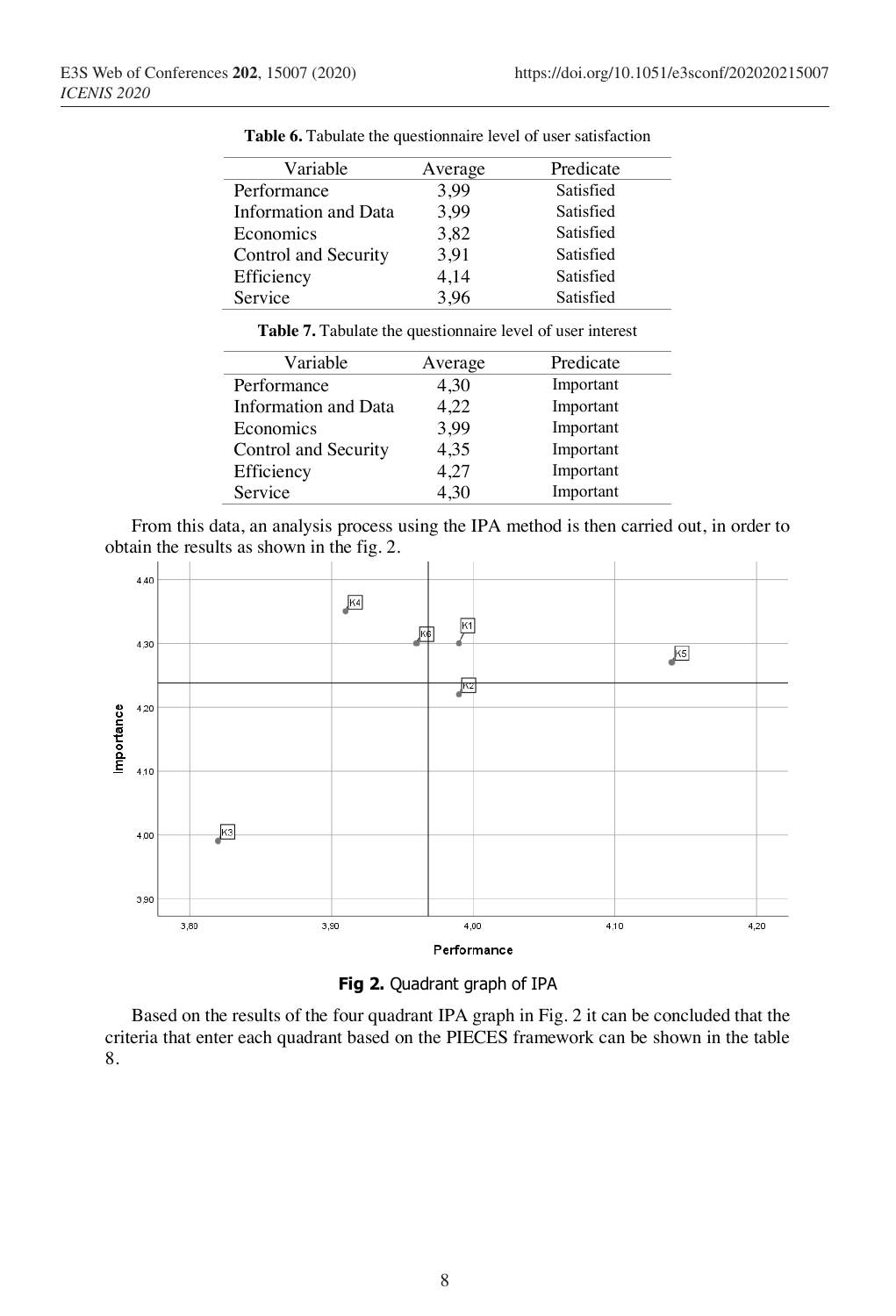**Table 6.** Tabulate the questionnaire level of user satisfaction

| Variable | Average | Predicate |
|---|---|---|
| Performance | 3,99 | Satisfied |
| Information and Data | 3,99 | Satisfied |
| Economics | 3,82 | Satisfied |
| Control and Security | 3,91 | Satisfied |
| Efficiency | 4,14 | Satisfied |
| Service | 3,96 | Satisfied |

**Table 7.** Tabulate the questionnaire level of user interest

| Variable | Average | Predicate |
|---|---|---|
| Performance | 4,30 | Important |
| Information and Data | 4,22 | Important |
| Economics | 3,99 | Important |
| Control and Security | 4,35 | Important |
| Efficiency | 4,27 | Important |
| Service | 4,30 | Important |

From this data, an analysis process using the IPA method is then carried out, in order to obtain the results as shown in the fig. 2.

**Fig 2.** Quadrant graph of IPA

Based on the results of the four quadrant IPA graph in Fig. 2 it can be concluded that the criteria that enter each quadrant based on the PIECES framework can be shown in the table 8.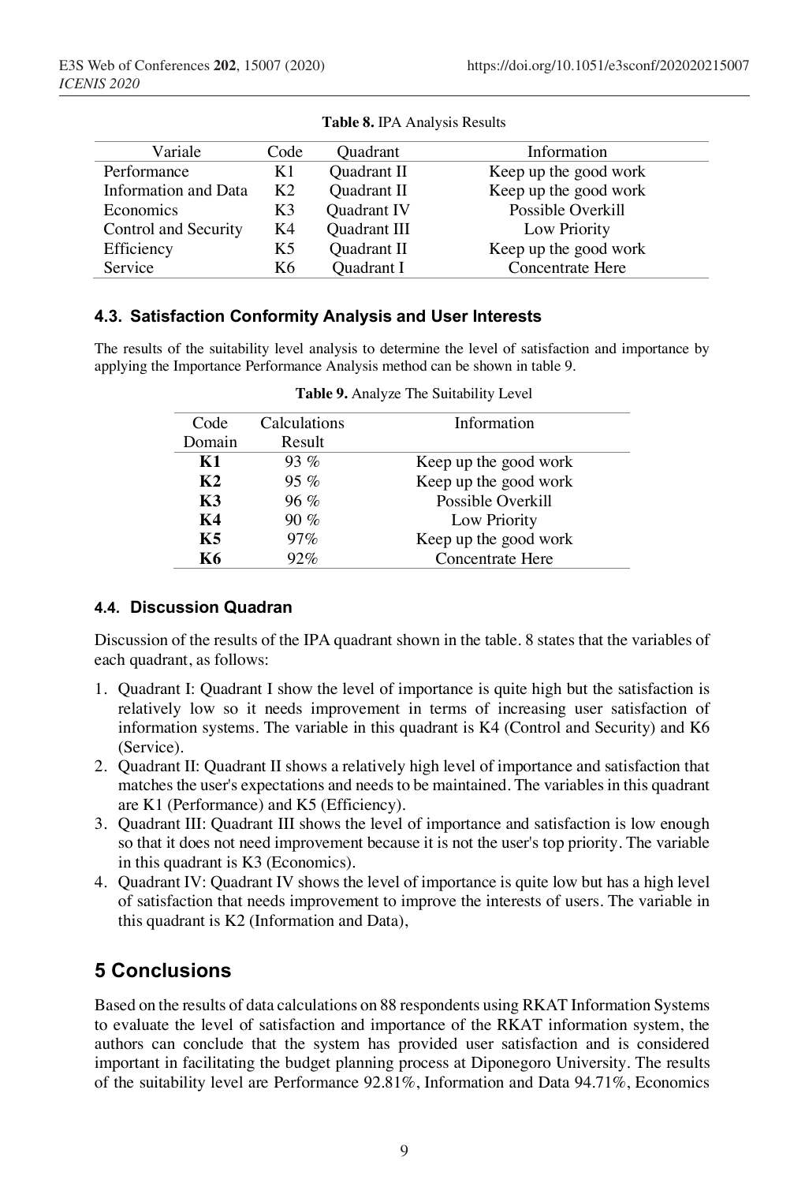**Table 8.** IPA Analysis Results

| Variale | Code | Quadrant | Information |
|---|---|---|---|
| Performance | K1 | Quadrant II | Keep up the good work |
| Information and Data | K2 | Quadrant II | Keep up the good work |
| Economics | K3 | Quadrant IV | Possible Overkill |
| Control and Security | K4 | Quadrant III | Low Priority |
| Efficiency | K5 | Quadrant II | Keep up the good work |
| Service | K6 | Quadrant I | Concentrate Here |

### 4.3. Satisfaction Conformity Analysis and User Interests

The results of the suitability level analysis to determine the level of satisfaction and importance by applying the Importance Performance Analysis method can be shown in table 9.

**Table 9.** Analyze The Suitability Level

| Code Domain | Calculations Result | Information |
|---|---|---|
| **K1** | 93 % | Keep up the good work |
| **K2** | 95 % | Keep up the good work |
| **K3** | 96 % | Possible Overkill |
| **K4** | 90 % | Low Priority |
| **K5** | 97% | Keep up the good work |
| **K6** | 92% | Concentrate Here |

### 4.4. Discussion Quadran

Discussion of the results of the IPA quadrant shown in the table. 8 states that the variables of each quadrant, as follows:

1. Quadrant I: Quadrant I show the level of importance is quite high but the satisfaction is relatively low so it needs improvement in terms of increasing user satisfaction of information systems. The variable in this quadrant is K4 (Control and Security) and K6 (Service).
2. Quadrant II: Quadrant II shows a relatively high level of importance and satisfaction that matches the user's expectations and needs to be maintained. The variables in this quadrant are K1 (Performance) and K5 (Efficiency).
3. Quadrant III: Quadrant III shows the level of importance and satisfaction is low enough so that it does not need improvement because it is not the user's top priority. The variable in this quadrant is K3 (Economics).
4. Quadrant IV: Quadrant IV shows the level of importance is quite low but has a high level of satisfaction that needs improvement to improve the interests of users. The variable in this quadrant is K2 (Information and Data),

## 5 Conclusions

Based on the results of data calculations on 88 respondents using RKAT Information Systems to evaluate the level of satisfaction and importance of the RKAT information system, the authors can conclude that the system has provided user satisfaction and is considered important in facilitating the budget planning process at Diponegoro University. The results of the suitability level are Performance 92.81%, Information and Data 94.71%, Economics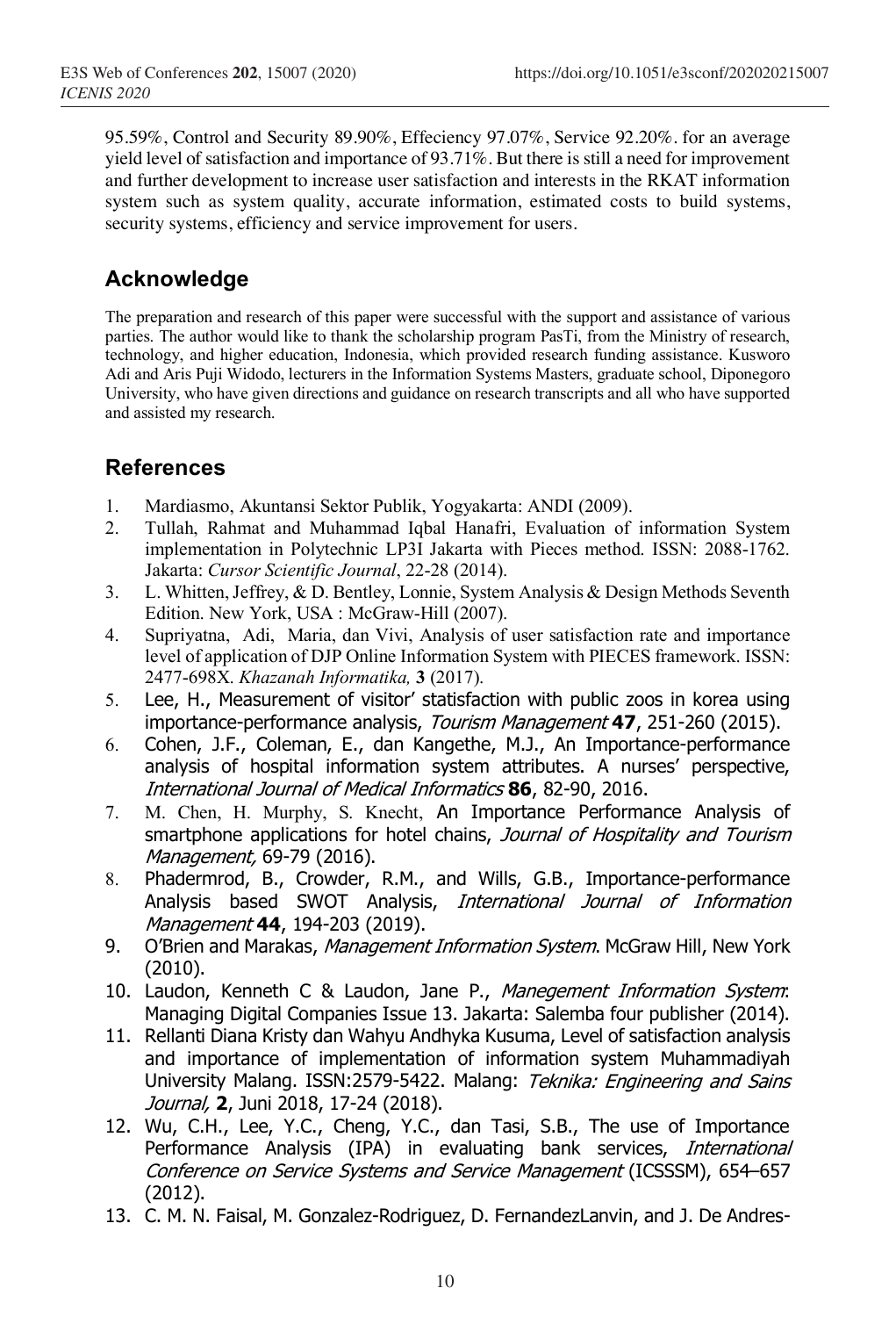95.59%, Control and Security 89.90%, Effeciency 97.07%, Service 92.20%. for an average yield level of satisfaction and importance of 93.71%. But there is still a need for improvement and further development to increase user satisfaction and interests in the RKAT information system such as system quality, accurate information, estimated costs to build systems, security systems, efficiency and service improvement for users.

## Acknowledge

The preparation and research of this paper were successful with the support and assistance of various parties. The author would like to thank the scholarship program PasTi, from the Ministry of research, technology, and higher education, Indonesia, which provided research funding assistance. Kusworo Adi and Aris Puji Widodo, lecturers in the Information Systems Masters, graduate school, Diponegoro University, who have given directions and guidance on research transcripts and all who have supported and assisted my research.

## References

1. Mardiasmo, Akuntansi Sektor Publik, Yogyakarta: ANDI (2009).
2. Tullah, Rahmat and Muhammad Iqbal Hanafri, Evaluation of information System implementation in Polytechnic LP3I Jakarta with Pieces method. ISSN: 2088-1762. Jakarta: *Cursor Scientific Journal*, 22-28 (2014).
3. L. Whitten, Jeffrey, & D. Bentley, Lonnie, System Analysis & Design Methods Seventh Edition. New York, USA : McGraw-Hill (2007).
4. Supriyatna, Adi, Maria, dan Vivi, Analysis of user satisfaction rate and importance level of application of DJP Online Information System with PIECES framework. ISSN: 2477-698X. *Khazanah Informatika,* **3** (2017).
5. Lee, H., Measurement of visitor' statisfaction with public zoos in korea using importance-performance analysis, *Tourism Management* **47**, 251-260 (2015).
6. Cohen, J.F., Coleman, E., dan Kangethe, M.J., An Importance-performance analysis of hospital information system attributes. A nurses' perspective, *International Journal of Medical Informatics* **86**, 82-90, 2016.
7. M. Chen, H. Murphy, S. Knecht, An Importance Performance Analysis of smartphone applications for hotel chains, *Journal of Hospitality and Tourism Management,* 69-79 (2016).
8. Phadermrod, B., Crowder, R.M., and Wills, G.B., Importance-performance Analysis based SWOT Analysis, *International Journal of Information Management* **44**, 194-203 (2019).
9. O'Brien and Marakas, *Management Information System*. McGraw Hill, New York (2010).
10. Laudon, Kenneth C & Laudon, Jane P., *Manegement Information System*: Managing Digital Companies Issue 13. Jakarta: Salemba four publisher (2014).
11. Rellanti Diana Kristy dan Wahyu Andhyka Kusuma, Level of satisfaction analysis and importance of implementation of information system Muhammadiyah University Malang. ISSN:2579-5422. Malang: *Teknika: Engineering and Sains Journal,* **2**, Juni 2018, 17-24 (2018).
12. Wu, C.H., Lee, Y.C., Cheng, Y.C., dan Tasi, S.B., The use of Importance Performance Analysis (IPA) in evaluating bank services, *International Conference on Service Systems and Service Management* (ICSSSM), 654–657 (2012).
13. C. M. N. Faisal, M. Gonzalez-Rodriguez, D. FernandezLanvin, and J. De Andres-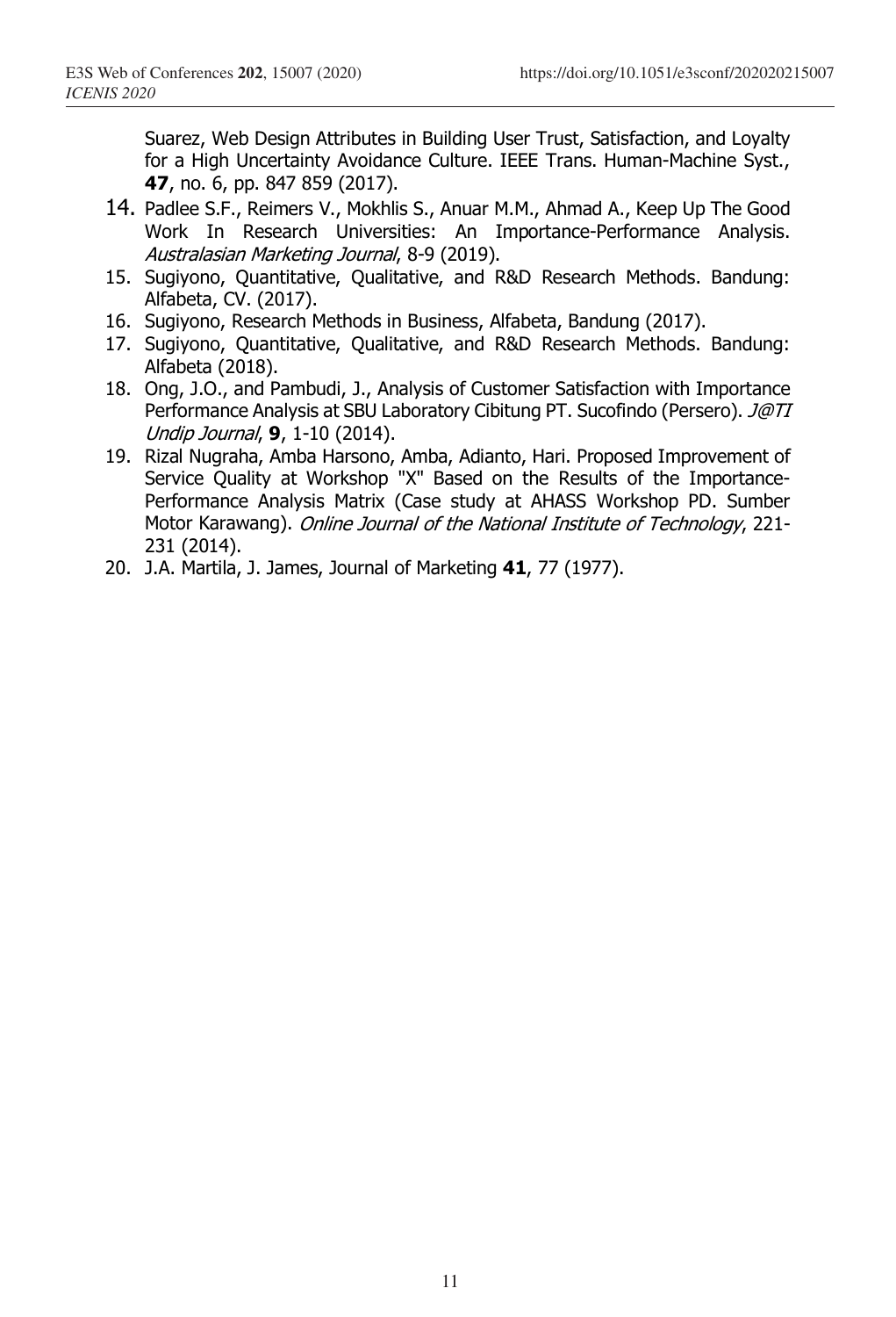Suarez, Web Design Attributes in Building User Trust, Satisfaction, and Loyalty for a High Uncertainty Avoidance Culture. IEEE Trans. Human-Machine Syst., **47**, no. 6, pp. 847 859 (2017).

14. Padlee S.F., Reimers V., Mokhlis S., Anuar M.M., Ahmad A., Keep Up The Good Work In Research Universities: An Importance-Performance Analysis. *Australasian Marketing Journal*, 8-9 (2019).
15. Sugiyono, Quantitative, Qualitative, and R&D Research Methods. Bandung: Alfabeta, CV. (2017).
16. Sugiyono, Research Methods in Business, Alfabeta, Bandung (2017).
17. Sugiyono, Quantitative, Qualitative, and R&D Research Methods. Bandung: Alfabeta (2018).
18. Ong, J.O., and Pambudi, J., Analysis of Customer Satisfaction with Importance Performance Analysis at SBU Laboratory Cibitung PT. Sucofindo (Persero). *J@TI Undip Journal*, **9**, 1-10 (2014).
19. Rizal Nugraha, Amba Harsono, Amba, Adianto, Hari. Proposed Improvement of Service Quality at Workshop "X" Based on the Results of the Importance-Performance Analysis Matrix (Case study at AHASS Workshop PD. Sumber Motor Karawang). *Online Journal of the National Institute of Technology*, 221-231 (2014).
20. J.A. Martila, J. James, Journal of Marketing **41**, 77 (1977).